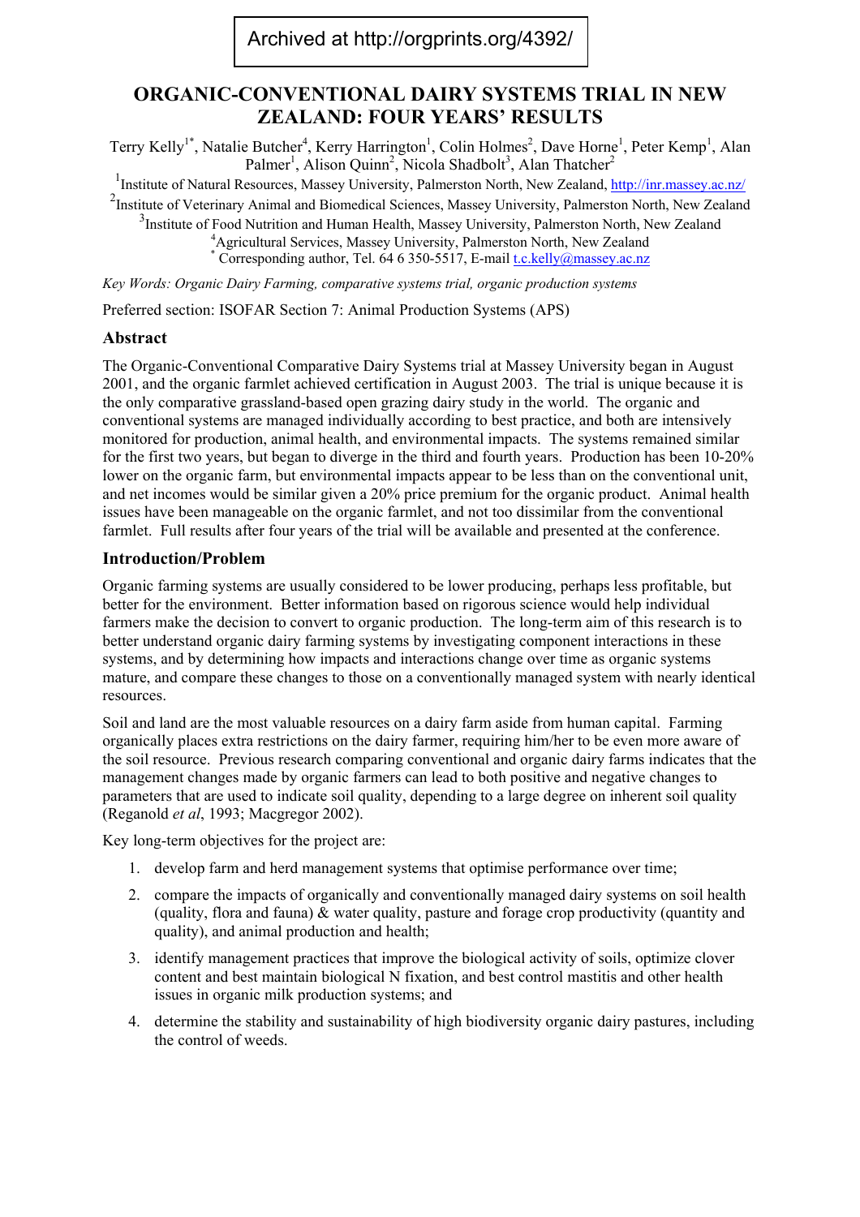Archived at http://orgprints.org/4392/

# ORGANIC-CONVENTIONAL DAIRY SYSTEMS TRIAL IN NEW ZEALAND: FOUR YEARS' RESULTS

Terry Kelly[1*], Natalie Butcher[4], Kerry Harrington[1], Colin Holmes[2], Dave Horne[1], Peter Kemp[1], Alan Palmer[1], Alison Quinn[2], Nicola Shadbolt[3], Alan Thatcher[2]

[1]Institute of Natural Resources, Massey University, Palmerston North, New Zealand, http://inr.massey.ac.nz/

[2]Institute of Veterinary Animal and Biomedical Sciences, Massey University, Palmerston North, New Zealand

[3]Institute of Food Nutrition and Human Health, Massey University, Palmerston North, New Zealand

[4]Agricultural Services, Massey University, Palmerston North, New Zealand

[*] Corresponding author, Tel. 64 6 350-5517, E-mail t.c.kelly@massey.ac.nz

*Key Words: Organic Dairy Farming, comparative systems trial, organic production systems*

Preferred section: ISOFAR Section 7: Animal Production Systems (APS)

## Abstract

The Organic-Conventional Comparative Dairy Systems trial at Massey University began in August 2001, and the organic farmlet achieved certification in August 2003. The trial is unique because it is the only comparative grassland-based open grazing dairy study in the world. The organic and conventional systems are managed individually according to best practice, and both are intensively monitored for production, animal health, and environmental impacts. The systems remained similar for the first two years, but began to diverge in the third and fourth years. Production has been 10-20% lower on the organic farm, but environmental impacts appear to be less than on the conventional unit, and net incomes would be similar given a 20% price premium for the organic product. Animal health issues have been manageable on the organic farmlet, and not too dissimilar from the conventional farmlet. Full results after four years of the trial will be available and presented at the conference.

## Introduction/Problem

Organic farming systems are usually considered to be lower producing, perhaps less profitable, but better for the environment. Better information based on rigorous science would help individual farmers make the decision to convert to organic production. The long-term aim of this research is to better understand organic dairy farming systems by investigating component interactions in these systems, and by determining how impacts and interactions change over time as organic systems mature, and compare these changes to those on a conventionally managed system with nearly identical resources.

Soil and land are the most valuable resources on a dairy farm aside from human capital. Farming organically places extra restrictions on the dairy farmer, requiring him/her to be even more aware of the soil resource. Previous research comparing conventional and organic dairy farms indicates that the management changes made by organic farmers can lead to both positive and negative changes to parameters that are used to indicate soil quality, depending to a large degree on inherent soil quality (Reganold *et al*, 1993; Macgregor 2002).

Key long-term objectives for the project are:

1. develop farm and herd management systems that optimise performance over time;
2. compare the impacts of organically and conventionally managed dairy systems on soil health (quality, flora and fauna) & water quality, pasture and forage crop productivity (quantity and quality), and animal production and health;
3. identify management practices that improve the biological activity of soils, optimize clover content and best maintain biological N fixation, and best control mastitis and other health issues in organic milk production systems; and
4. determine the stability and sustainability of high biodiversity organic dairy pastures, including the control of weeds.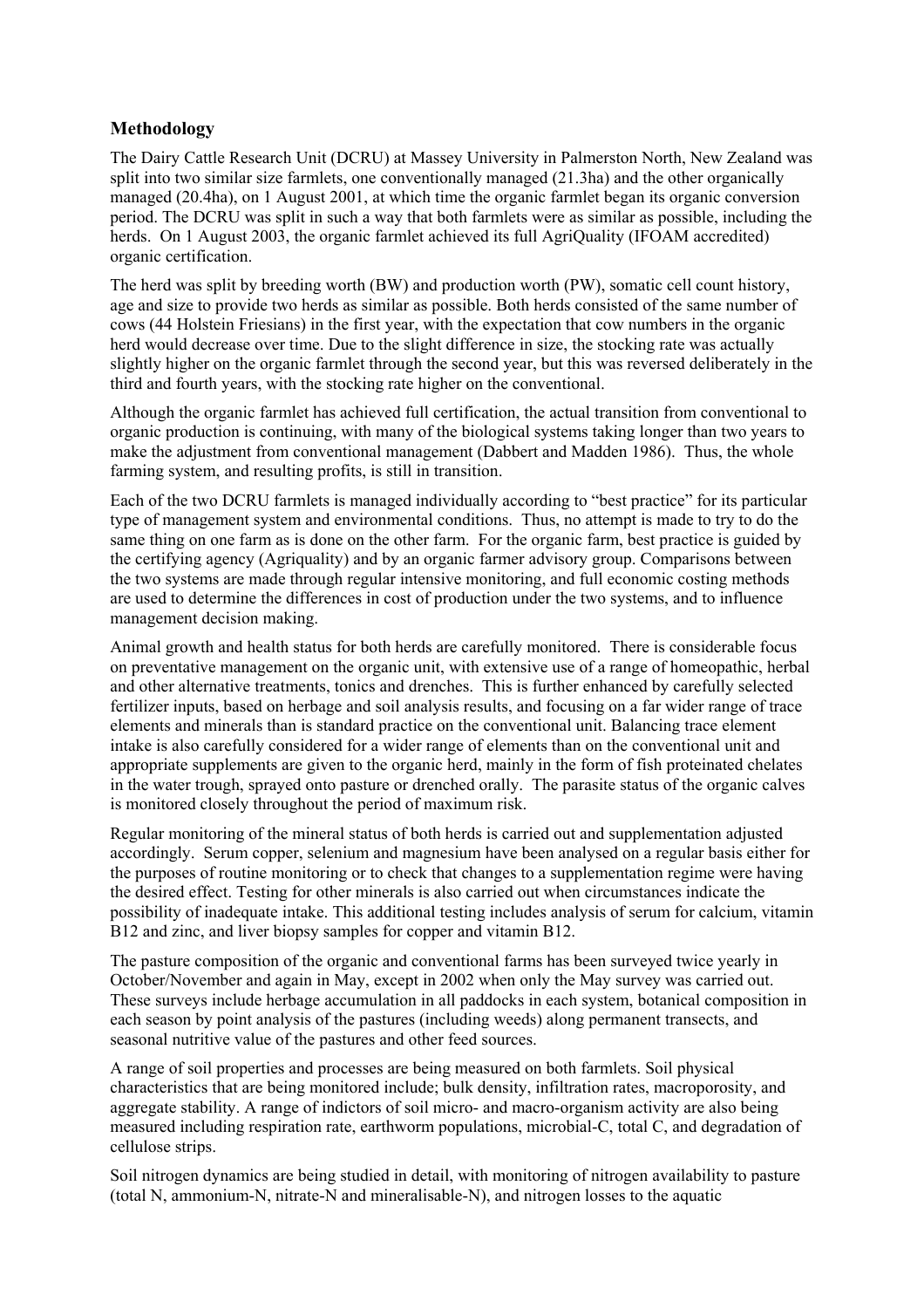## Methodology

The Dairy Cattle Research Unit (DCRU) at Massey University in Palmerston North, New Zealand was split into two similar size farmlets, one conventionally managed (21.3ha) and the other organically managed (20.4ha), on 1 August 2001, at which time the organic farmlet began its organic conversion period. The DCRU was split in such a way that both farmlets were as similar as possible, including the herds. On 1 August 2003, the organic farmlet achieved its full AgriQuality (IFOAM accredited) organic certification.

The herd was split by breeding worth (BW) and production worth (PW), somatic cell count history, age and size to provide two herds as similar as possible. Both herds consisted of the same number of cows (44 Holstein Friesians) in the first year, with the expectation that cow numbers in the organic herd would decrease over time. Due to the slight difference in size, the stocking rate was actually slightly higher on the organic farmlet through the second year, but this was reversed deliberately in the third and fourth years, with the stocking rate higher on the conventional.

Although the organic farmlet has achieved full certification, the actual transition from conventional to organic production is continuing, with many of the biological systems taking longer than two years to make the adjustment from conventional management (Dabbert and Madden 1986). Thus, the whole farming system, and resulting profits, is still in transition.

Each of the two DCRU farmlets is managed individually according to "best practice" for its particular type of management system and environmental conditions. Thus, no attempt is made to try to do the same thing on one farm as is done on the other farm. For the organic farm, best practice is guided by the certifying agency (Agriquality) and by an organic farmer advisory group. Comparisons between the two systems are made through regular intensive monitoring, and full economic costing methods are used to determine the differences in cost of production under the two systems, and to influence management decision making.

Animal growth and health status for both herds are carefully monitored. There is considerable focus on preventative management on the organic unit, with extensive use of a range of homeopathic, herbal and other alternative treatments, tonics and drenches. This is further enhanced by carefully selected fertilizer inputs, based on herbage and soil analysis results, and focusing on a far wider range of trace elements and minerals than is standard practice on the conventional unit. Balancing trace element intake is also carefully considered for a wider range of elements than on the conventional unit and appropriate supplements are given to the organic herd, mainly in the form of fish proteinated chelates in the water trough, sprayed onto pasture or drenched orally. The parasite status of the organic calves is monitored closely throughout the period of maximum risk.

Regular monitoring of the mineral status of both herds is carried out and supplementation adjusted accordingly. Serum copper, selenium and magnesium have been analysed on a regular basis either for the purposes of routine monitoring or to check that changes to a supplementation regime were having the desired effect. Testing for other minerals is also carried out when circumstances indicate the possibility of inadequate intake. This additional testing includes analysis of serum for calcium, vitamin B12 and zinc, and liver biopsy samples for copper and vitamin B12.

The pasture composition of the organic and conventional farms has been surveyed twice yearly in October/November and again in May, except in 2002 when only the May survey was carried out. These surveys include herbage accumulation in all paddocks in each system, botanical composition in each season by point analysis of the pastures (including weeds) along permanent transects, and seasonal nutritive value of the pastures and other feed sources.

A range of soil properties and processes are being measured on both farmlets. Soil physical characteristics that are being monitored include; bulk density, infiltration rates, macroporosity, and aggregate stability. A range of indictors of soil micro- and macro-organism activity are also being measured including respiration rate, earthworm populations, microbial-C, total C, and degradation of cellulose strips.

Soil nitrogen dynamics are being studied in detail, with monitoring of nitrogen availability to pasture (total N, ammonium-N, nitrate-N and mineralisable-N), and nitrogen losses to the aquatic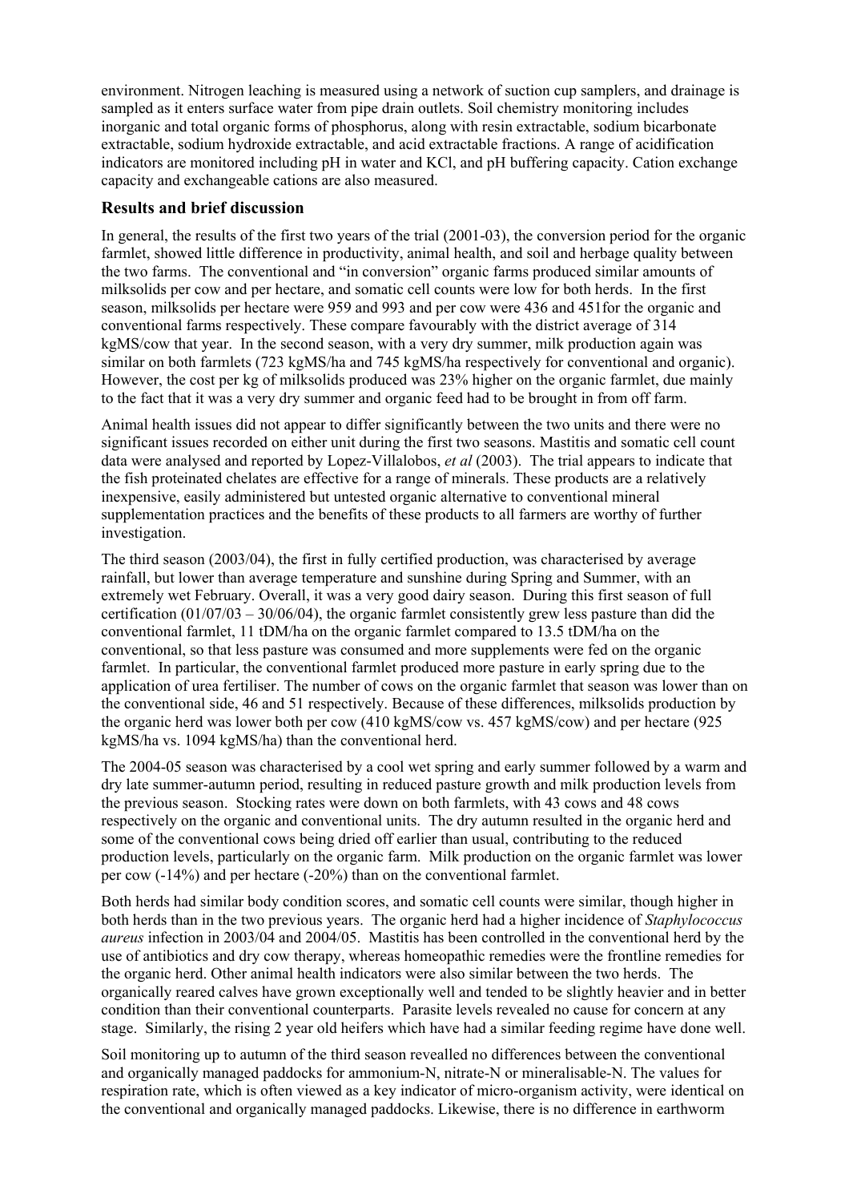environment. Nitrogen leaching is measured using a network of suction cup samplers, and drainage is sampled as it enters surface water from pipe drain outlets. Soil chemistry monitoring includes inorganic and total organic forms of phosphorus, along with resin extractable, sodium bicarbonate extractable, sodium hydroxide extractable, and acid extractable fractions. A range of acidification indicators are monitored including pH in water and KCl, and pH buffering capacity. Cation exchange capacity and exchangeable cations are also measured.

## Results and brief discussion

In general, the results of the first two years of the trial (2001-03), the conversion period for the organic farmlet, showed little difference in productivity, animal health, and soil and herbage quality between the two farms. The conventional and "in conversion" organic farms produced similar amounts of milksolids per cow and per hectare, and somatic cell counts were low for both herds. In the first season, milksolids per hectare were 959 and 993 and per cow were 436 and 451for the organic and conventional farms respectively. These compare favourably with the district average of 314 kgMS/cow that year. In the second season, with a very dry summer, milk production again was similar on both farmlets (723 kgMS/ha and 745 kgMS/ha respectively for conventional and organic). However, the cost per kg of milksolids produced was 23% higher on the organic farmlet, due mainly to the fact that it was a very dry summer and organic feed had to be brought in from off farm.

Animal health issues did not appear to differ significantly between the two units and there were no significant issues recorded on either unit during the first two seasons. Mastitis and somatic cell count data were analysed and reported by Lopez-Villalobos, *et al* (2003). The trial appears to indicate that the fish proteinated chelates are effective for a range of minerals. These products are a relatively inexpensive, easily administered but untested organic alternative to conventional mineral supplementation practices and the benefits of these products to all farmers are worthy of further investigation.

The third season (2003/04), the first in fully certified production, was characterised by average rainfall, but lower than average temperature and sunshine during Spring and Summer, with an extremely wet February. Overall, it was a very good dairy season. During this first season of full certification (01/07/03 – 30/06/04), the organic farmlet consistently grew less pasture than did the conventional farmlet, 11 tDM/ha on the organic farmlet compared to 13.5 tDM/ha on the conventional, so that less pasture was consumed and more supplements were fed on the organic farmlet. In particular, the conventional farmlet produced more pasture in early spring due to the application of urea fertiliser. The number of cows on the organic farmlet that season was lower than on the conventional side, 46 and 51 respectively. Because of these differences, milksolids production by the organic herd was lower both per cow (410 kgMS/cow vs. 457 kgMS/cow) and per hectare (925 kgMS/ha vs. 1094 kgMS/ha) than the conventional herd.

The 2004-05 season was characterised by a cool wet spring and early summer followed by a warm and dry late summer-autumn period, resulting in reduced pasture growth and milk production levels from the previous season. Stocking rates were down on both farmlets, with 43 cows and 48 cows respectively on the organic and conventional units. The dry autumn resulted in the organic herd and some of the conventional cows being dried off earlier than usual, contributing to the reduced production levels, particularly on the organic farm. Milk production on the organic farmlet was lower per cow (-14%) and per hectare (-20%) than on the conventional farmlet.

Both herds had similar body condition scores, and somatic cell counts were similar, though higher in both herds than in the two previous years. The organic herd had a higher incidence of *Staphylococcus aureus* infection in 2003/04 and 2004/05. Mastitis has been controlled in the conventional herd by the use of antibiotics and dry cow therapy, whereas homeopathic remedies were the frontline remedies for the organic herd. Other animal health indicators were also similar between the two herds. The organically reared calves have grown exceptionally well and tended to be slightly heavier and in better condition than their conventional counterparts. Parasite levels revealed no cause for concern at any stage. Similarly, the rising 2 year old heifers which have had a similar feeding regime have done well.

Soil monitoring up to autumn of the third season revealled no differences between the conventional and organically managed paddocks for ammonium-N, nitrate-N or mineralisable-N. The values for respiration rate, which is often viewed as a key indicator of micro-organism activity, were identical on the conventional and organically managed paddocks. Likewise, there is no difference in earthworm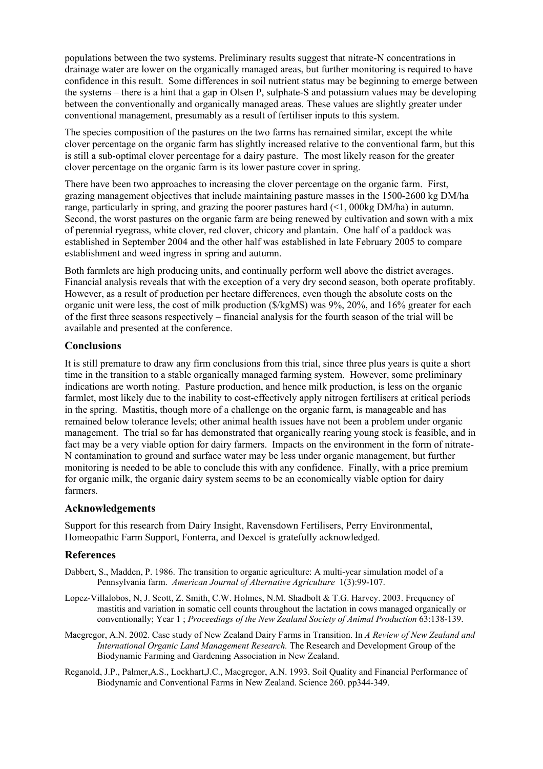populations between the two systems. Preliminary results suggest that nitrate-N concentrations in drainage water are lower on the organically managed areas, but further monitoring is required to have confidence in this result. Some differences in soil nutrient status may be beginning to emerge between the systems – there is a hint that a gap in Olsen P, sulphate-S and potassium values may be developing between the conventionally and organically managed areas. These values are slightly greater under conventional management, presumably as a result of fertiliser inputs to this system.

The species composition of the pastures on the two farms has remained similar, except the white clover percentage on the organic farm has slightly increased relative to the conventional farm, but this is still a sub-optimal clover percentage for a dairy pasture. The most likely reason for the greater clover percentage on the organic farm is its lower pasture cover in spring.

There have been two approaches to increasing the clover percentage on the organic farm. First, grazing management objectives that include maintaining pasture masses in the 1500-2600 kg DM/ha range, particularly in spring, and grazing the poorer pastures hard (<1, 000kg DM/ha) in autumn. Second, the worst pastures on the organic farm are being renewed by cultivation and sown with a mix of perennial ryegrass, white clover, red clover, chicory and plantain. One half of a paddock was established in September 2004 and the other half was established in late February 2005 to compare establishment and weed ingress in spring and autumn.

Both farmlets are high producing units, and continually perform well above the district averages. Financial analysis reveals that with the exception of a very dry second season, both operate profitably. However, as a result of production per hectare differences, even though the absolute costs on the organic unit were less, the cost of milk production ($/kgMS) was 9%, 20%, and 16% greater for each of the first three seasons respectively – financial analysis for the fourth season of the trial will be available and presented at the conference.

## Conclusions

It is still premature to draw any firm conclusions from this trial, since three plus years is quite a short time in the transition to a stable organically managed farming system. However, some preliminary indications are worth noting. Pasture production, and hence milk production, is less on the organic farmlet, most likely due to the inability to cost-effectively apply nitrogen fertilisers at critical periods in the spring. Mastitis, though more of a challenge on the organic farm, is manageable and has remained below tolerance levels; other animal health issues have not been a problem under organic management. The trial so far has demonstrated that organically rearing young stock is feasible, and in fact may be a very viable option for dairy farmers. Impacts on the environment in the form of nitrate-N contamination to ground and surface water may be less under organic management, but further monitoring is needed to be able to conclude this with any confidence. Finally, with a price premium for organic milk, the organic dairy system seems to be an economically viable option for dairy farmers.

## Acknowledgements

Support for this research from Dairy Insight, Ravensdown Fertilisers, Perry Environmental, Homeopathic Farm Support, Fonterra, and Dexcel is gratefully acknowledged.

## References

Dabbert, S., Madden, P. 1986. The transition to organic agriculture: A multi-year simulation model of a Pennsylvania farm. *American Journal of Alternative Agriculture* 1(3):99-107.

Lopez-Villalobos, N, J. Scott, Z. Smith, C.W. Holmes, N.M. Shadbolt & T.G. Harvey. 2003. Frequency of mastitis and variation in somatic cell counts throughout the lactation in cows managed organically or conventionally; Year 1 ; *Proceedings of the New Zealand Society of Animal Production* 63:138-139.

Macgregor, A.N. 2002. Case study of New Zealand Dairy Farms in Transition. In *A Review of New Zealand and International Organic Land Management Research.* The Research and Development Group of the Biodynamic Farming and Gardening Association in New Zealand.

Reganold, J.P., Palmer,A.S., Lockhart,J.C., Macgregor, A.N. 1993. Soil Quality and Financial Performance of Biodynamic and Conventional Farms in New Zealand. Science 260. pp344-349.